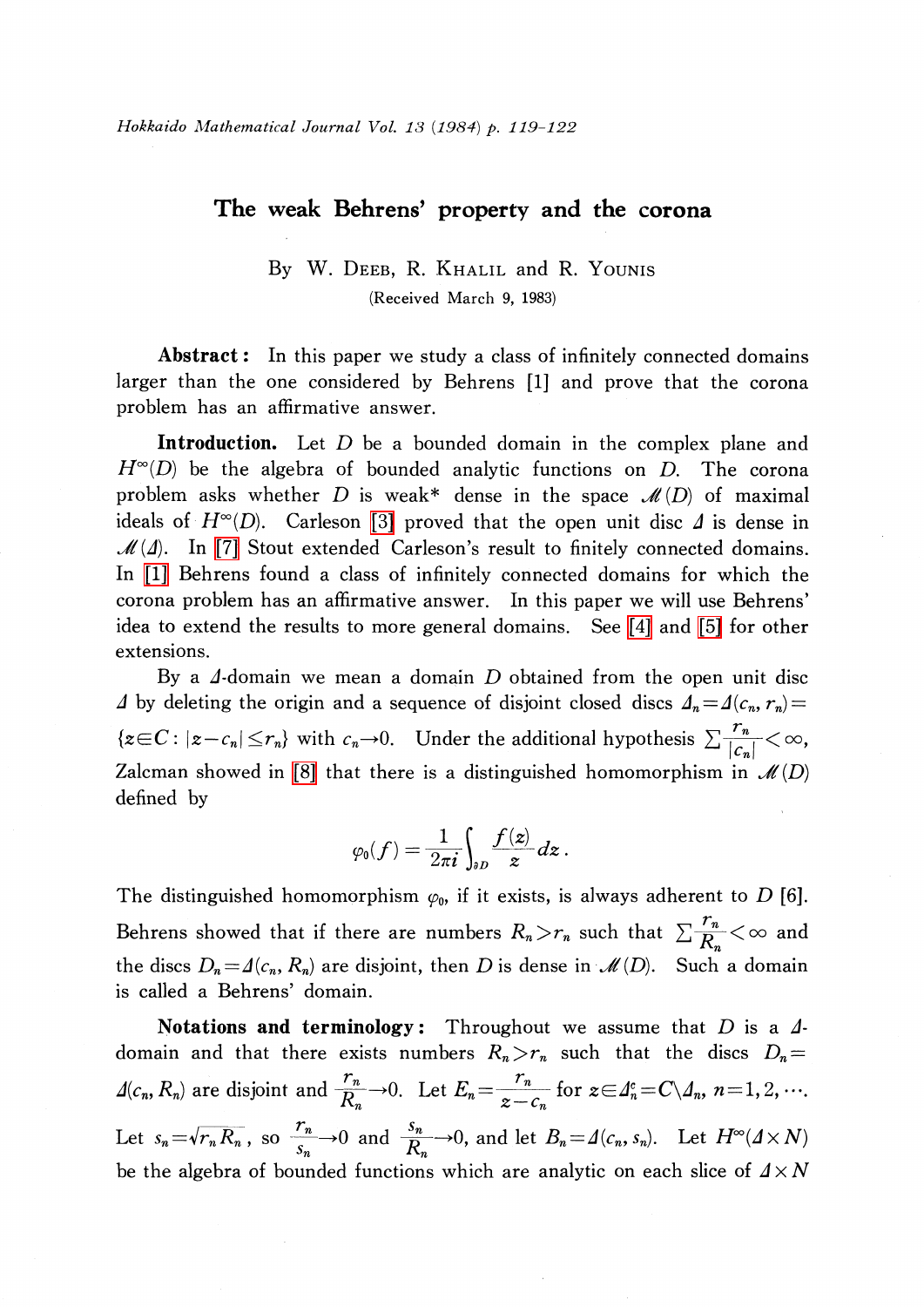# The weak Behrens' property and the corona

By W. DEEB, R. KHALIL and R. YOUNIS

(Received March 9, 1983)

**Abstract**: In this paper we study a class of infinitely connected domains larger than the one considered by Behrens [1] and prove that the corona problem has an affirmative answer.

**Introduction.** Let $D$ be a bounded domain in the complex plane and $H^\infty(D)$ be the algebra of bounded analytic functions on $D$. The corona problem asks whether $D$ is weak* dense in the space $\mathcal{M}(D)$ of maximal ideals of $H^\infty(D)$. Carleson [3] proved that the open unit disc $\Delta$ is dense in $\mathcal{M}(\Delta)$. In [7] Stout extended Carleson's result to finitely connected domains. In [1] Behrens found a class of infinitely connected domains for which the corona problem has an affirmative answer. In this paper we will use Behrens' idea to extend the results to more general domains. See [4] and [5] for other extensions.

By a $\Delta$-domain we mean a domain $D$ obtained from the open unit disc $\Delta$ by deleting the origin and a sequence of disjoint closed discs $\Delta_n=\Delta(c_n, r_n)=\{z\in C: |z-c_n|\le r_n\}$ with $c_n\to 0$. Under the additional hypothesis $\sum\frac{r_n}{|c_n|}<\infty$, Zalcman showed in [8] that there is a distinguished homomorphism in $\mathcal{M}(D)$ defined by

$$\varphi_0(f)=\frac{1}{2\pi i}\int_{\partial D}\frac{f(z)}{z}dz.$$

The distinguished homomorphism $\varphi_0$, if it exists, is always adherent to $D$ [6]. Behrens showed that if there are numbers $R_n>r_n$ such that $\sum\frac{r_n}{R_n}<\infty$ and the discs $D_n=\Delta(c_n, R_n)$ are disjoint, then $D$ is dense in $\mathcal{M}(D)$. Such a domain is called a Behrens' domain.

**Notations and terminology**: Throughout we assume that $D$ is a $\Delta$-domain and that there exists numbers $R_n>r_n$ such that the discs $D_n=\Delta(c_n, R_n)$ are disjoint and $\frac{r_n}{R_n}\to 0$. Let $E_n=\frac{r_n}{z-c_n}$ for $z\in\Delta_n^c=C\backslash\Delta_n$, $n=1, 2, \cdots$. Let $s_n=\sqrt{r_nR_n}$, so $\frac{r_n}{s_n}\to 0$ and $\frac{s_n}{R_n}\to 0$, and let $B_n=\Delta(c_n, s_n)$. Let $H^\infty(\Delta\times N)$ be the algebra of bounded functions which are analytic on each slice of $\Delta\times N$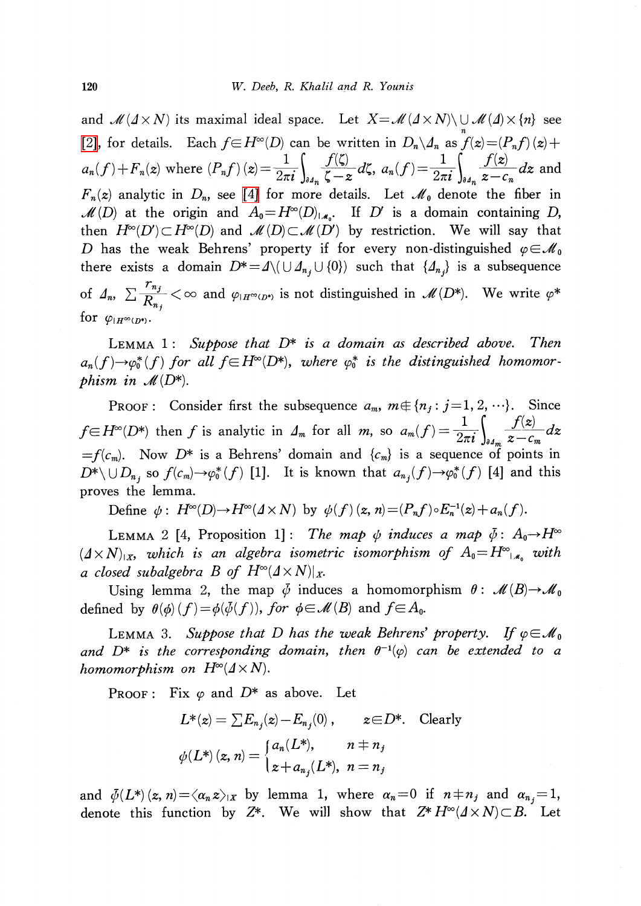and $\mathcal{M}(\Delta\times N)$ its maximal ideal space. Let $X=\mathcal{M}(\Delta\times N)\setminus\bigcup_n \mathcal{M}(\Delta)\times\{n\}$ see [2], for details. Each $f\in H^\infty(D)$ can be written in $D_n\setminus\Delta_n$ as $f(z)=(P_nf)(z)+a_n(f)+F_n(z)$ where $(P_nf)(z)=\frac{1}{2\pi i}\int_{\partial\Delta_n}\frac{f(\zeta)}{\zeta-z}d\zeta$, $a_n(f)=\frac{1}{2\pi i}\int_{\partial\Delta_n}\frac{f(z)}{z-c_n}dz$ and $F_n(z)$ analytic in $D_n$, see [4] for more details. Let $\mathcal{M}_0$ denote the fiber in $\mathcal{M}(D)$ at the origin and $A_0=H^\infty(D)_{|\mathcal{M}_0}$. If $D'$ is a domain containing $D$, then $H^\infty(D')\subset H^\infty(D)$ and $\mathcal{M}(D)\subset\mathcal{M}(D')$ by restriction. We will say that $D$ has the weak Behrens' property if for every non-distinguished $\varphi\in\mathcal{M}_0$ there exists a domain $D^*=\Delta\setminus(\bigcup\Delta_{n_j}\cup\{0\})$ such that $\{\Delta_{n_j}\}$ is a subsequence of $\Delta_n$, $\sum\frac{r_{n_j}}{R_{n_j}}<\infty$ and $\varphi_{|H^\infty(D^*)}$ is not distinguished in $\mathcal{M}(D^*)$. We write $\varphi^*$ for $\varphi_{|H^\infty(D^*)}$.

Lemma 1: *Suppose that $D^*$ is a domain as described above. Then $a_n(f)\to\varphi_0^*(f)$ for all $f\in H^\infty(D^*)$, where $\varphi_0^*$ is the distinguished homomorphism in $\mathcal{M}(D^*)$.*

Proof: Consider first the subsequence $a_m$, $m\notin\{n_j: j=1,2,\cdots\}$. Since $f\in H^\infty(D^*)$ then $f$ is analytic in $\Delta_m$ for all $m$, so $a_m(f)=\frac{1}{2\pi i}\int_{\partial\Delta_m}\frac{f(z)}{z-c_m}dz$ $=f(c_m)$. Now $D^*$ is a Behrens' domain and $\{c_m\}$ is a sequence of points in $D^*\setminus\bigcup D_{n_j}$ so $f(c_m)\to\varphi_0^*(f)$ [1]. It is known that $a_{n_j}(f)\to\varphi_0^*(f)$ [4] and this proves the lemma.

Define $\psi: H^\infty(D)\to H^\infty(\Delta\times N)$ by $\psi(f)(z,n)=(P_nf)\circ E_n^{-1}(z)+a_n(f)$.

Lemma 2 [4, Proposition 1]: *The map $\psi$ induces a map $\bar{\psi}: A_0\to H^\infty(\Delta\times N)_{|X}$, which is an algebra isometric isomorphism of $A_0=H^\infty{}_{|\mathcal{M}_0}$ with a closed subalgebra $B$ of $H^\infty(\Delta\times N)|_X$.*

Using lemma 2, the map $\bar{\psi}$ induces a homomorphism $\theta: \mathcal{M}(B)\to\mathcal{M}_0$ defined by $\theta(\phi)(f)=\phi(\bar{\psi}(f))$, *for* $\phi\in\mathcal{M}(B)$ and $f\in A_0$.

Lemma 3. *Suppose that $D$ has the weak Behrens' property. If $\varphi\in\mathcal{M}_0$ and $D^*$ is the corresponding domain, then $\theta^{-1}(\varphi)$ can be extended to a homomorphism on $H^\infty(\Delta\times N)$.*

Proof: Fix $\varphi$ and $D^*$ as above. Let

$$L^*(z)=\sum E_{n_j}(z)-E_{n_j}(0), \qquad z\in D^*. \text{ Clearly}$$

$$\psi(L^*)(z,n)=\begin{cases} a_n(L^*), & n\neq n_j \\ z+a_{n_j}(L^*), & n=n_j\end{cases}$$

and $\bar{\psi}(L^*)(z,n)=\langle\alpha_n z\rangle_{|X}$ by lemma 1, where $\alpha_n=0$ if $n\neq n_j$ and $\alpha_{n_j}=1$, denote this function by $Z^*$. We will show that $Z^*H^\infty(\Delta\times N)\subset B$. Let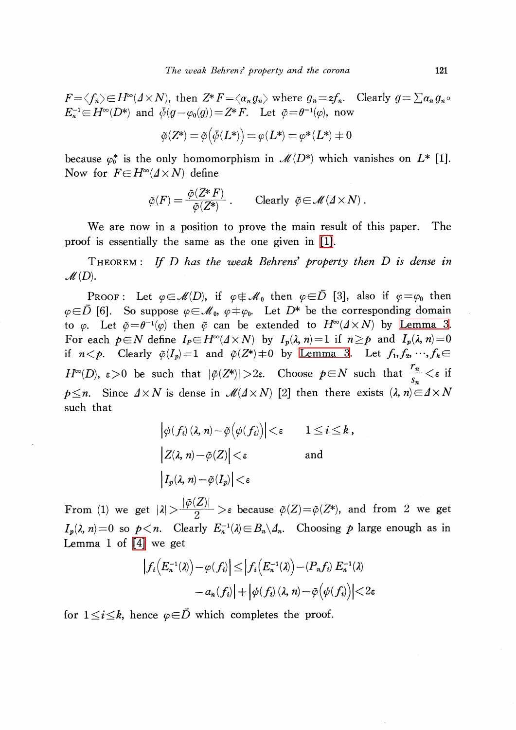$F=\langle f_n\rangle \in H^\infty(\Delta\times N)$, then $Z^*F=\langle \alpha_n g_n\rangle$ where $g_n=zf_n$. Clearly $g=\sum \alpha_n g_n \circ E_n^{-1} \in H^\infty(D^*)$ and $\bar{\psi}(g-\varphi_0(g))=Z^*F$. Let $\tilde{\varphi}=\theta^{-1}(\varphi)$, now

$$\tilde{\varphi}(Z^*)=\tilde{\varphi}\big(\bar{\psi}(L^*)\big)=\varphi(L^*)=\varphi^*(L^*)\neq 0$$

because $\varphi_0^*$ is the only homomorphism in $\mathcal{M}(D^*)$ which vanishes on $L^*$ [1]. Now for $F\in H^\infty(\Delta\times N)$ define

$$\tilde{\varphi}(F)=\frac{\tilde{\varphi}(Z^*F)}{\tilde{\varphi}(Z^*)}\,. \qquad \text{Clearly } \tilde{\varphi}\in\mathcal{M}(\Delta\times N)\,.$$

We are now in a position to prove the main result of this paper. The proof is essentially the same as the one given in [1].

THEOREM: *If $D$ has the weak Behrens' property then $D$ is dense in $\mathcal{M}(D)$.*

PROOF: Let $\varphi\in\mathcal{M}(D)$, if $\varphi\notin\mathcal{M}_0$ then $\varphi\in\bar{D}$ [3], also if $\varphi=\varphi_0$ then $\varphi\in\bar{D}$ [6]. So suppose $\varphi\in\mathcal{M}_0$, $\varphi\neq\varphi_0$. Let $D^*$ be the corresponding domain to $\varphi$. Let $\tilde{\varphi}=\theta^{-1}(\varphi)$ then $\tilde{\varphi}$ can be extended to $H^\infty(\Delta\times N)$ by Lemma 3. For each $p\in N$ define $I_p\in H^\infty(\Delta\times N)$ by $I_p(\lambda, n)=1$ if $n\geq p$ and $I_p(\lambda, n)=0$ if $n<p$. Clearly $\tilde{\varphi}(I_p)=1$ and $\tilde{\varphi}(Z^*)\neq 0$ by Lemma 3. Let $f_1, f_2, \cdots, f_k\in H^\infty(D)$, $\varepsilon>0$ be such that $|\tilde{\varphi}(Z^*)|>2\varepsilon$. Choose $p\in N$ such that $\frac{r_n}{s_n}<\varepsilon$ if $p\leq n$. Since $\Delta\times N$ is dense in $\mathcal{M}(\Delta\times N)$ [2] then there exists $(\lambda, n)\in\Delta\times N$ such that

$$\Big|\psi(f_i)(\lambda, n)-\tilde{\varphi}\big(\psi(f_i)\big)\Big|<\varepsilon \qquad 1\leq i\leq k\,,$$

$$\Big|Z(\lambda, n)-\tilde{\varphi}(Z)\Big|<\varepsilon \qquad \text{and}$$

$$\Big|I_p(\lambda, n)-\tilde{\varphi}(I_p)\Big|<\varepsilon$$

From (1) we get $|\lambda|>\frac{|\tilde{\varphi}(Z)|}{2}>\varepsilon$ because $\tilde{\varphi}(Z)=\tilde{\varphi}(Z^*)$, and from 2 we get $I_p(\lambda, n)=0$ so $p<n$. Clearly $E_n^{-1}(\lambda)\in B_n\backslash\Delta_n$. Choosing $p$ large enough as in Lemma 1 of [4] we get

$$\Big|f_i\big(E_n^{-1}(\lambda)\big)-\varphi(f_i)\Big|\leq\Big|f_i\big(E_n^{-1}(\lambda)\big)-(P_nf_i)\,E_n^{-1}(\lambda)$$
$$-a_n(f_i)\Big|+\Big|\psi(f_i)(\lambda, n)-\tilde{\varphi}\big(\psi(f_i)\big)\Big|<2\varepsilon$$

for $1\leq i\leq k$, hence $\varphi\in\bar{D}$ which completes the proof.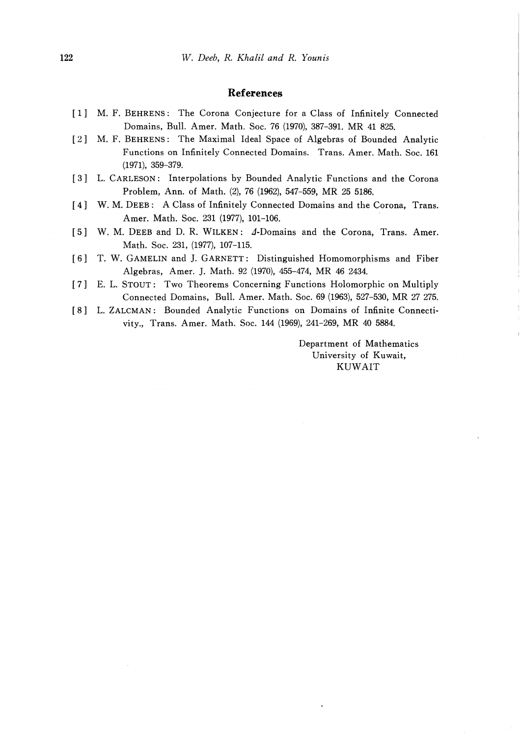## References

[1] M. F. BEHRENS: The Corona Conjecture for a Class of Infinitely Connected Domains, Bull. Amer. Math. Soc. 76 (1970), 387–391. MR 41 825.

[2] M. F. BEHRENS: The Maximal Ideal Space of Algebras of Bounded Analytic Functions on Infinitely Connected Domains. Trans. Amer. Math. Soc. 161 (1971), 359–379.

[3] L. CARLESON: Interpolations by Bounded Analytic Functions and the Corona Problem, Ann. of Math. (2), 76 (1962), 547–559, MR 25 5186.

[4] W. M. DEEB: A Class of Infinitely Connected Domains and the Corona, Trans. Amer. Math. Soc. 231 (1977), 101–106.

[5] W. M. DEEB and D. R. WILKEN: $\Delta$-Domains and the Corona, Trans. Amer. Math. Soc. 231, (1977), 107–115.

[6] T. W. GAMELIN and J. GARNETT: Distinguished Homomorphisms and Fiber Algebras, Amer. J. Math. 92 (1970), 455–474, MR 46 2434.

[7] E. L. STOUT: Two Theorems Concerning Functions Holomorphic on Multiply Connected Domains, Bull. Amer. Math. Soc. 69 (1963), 527–530, MR 27 275.

[8] L. ZALCMAN: Bounded Analytic Functions on Domains of Infinite Connectivity., Trans. Amer. Math. Soc. 144 (1969), 241–269, MR 40 5884.

Department of Mathematics
University of Kuwait,
KUWAIT